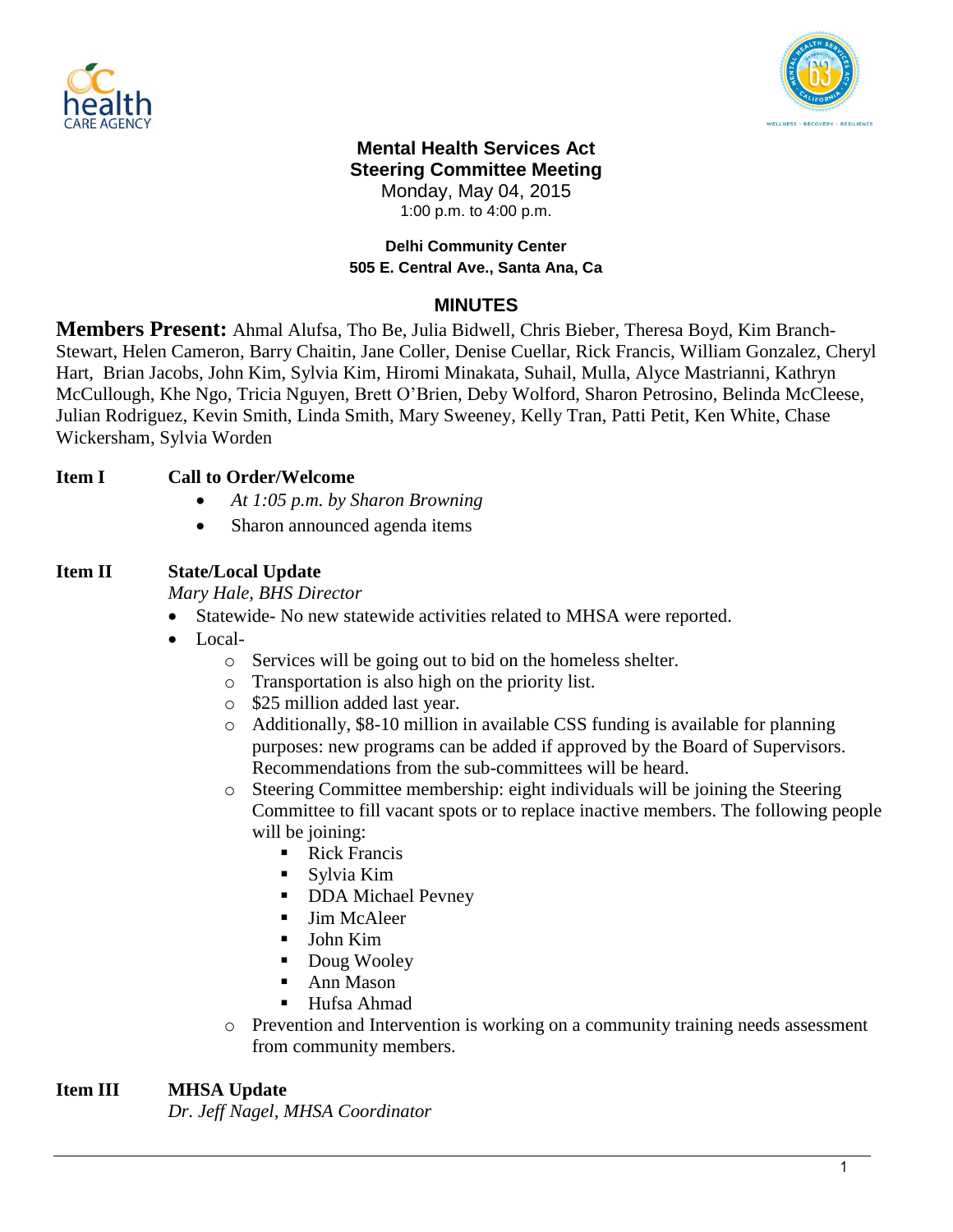**Mental Health Services Act**
**Steering Committee Meeting**
Monday, May 04, 2015
1:00 p.m. to 4:00 p.m.

**Delhi Community Center**
**505 E. Central Ave., Santa Ana, Ca**

## MINUTES

**Members Present:** Ahmal Alufsa, Tho Be, Julia Bidwell, Chris Bieber, Theresa Boyd, Kim Branch-Stewart, Helen Cameron, Barry Chaitin, Jane Coller, Denise Cuellar, Rick Francis, William Gonzalez, Cheryl Hart, Brian Jacobs, John Kim, Sylvia Kim, Hiromi Minakata, Suhail, Mulla, Alyce Mastrianni, Kathryn McCullough, Khe Ngo, Tricia Nguyen, Brett O'Brien, Deby Wolford, Sharon Petrosino, Belinda McCleese, Julian Rodriguez, Kevin Smith, Linda Smith, Mary Sweeney, Kelly Tran, Patti Petit, Ken White, Chase Wickersham, Sylvia Worden

**Item I** **Call to Order/Welcome**

- *At 1:05 p.m. by Sharon Browning*
- Sharon announced agenda items

**Item II** **State/Local Update**
*Mary Hale, BHS Director*

- Statewide- No new statewide activities related to MHSA were reported.
- Local-
  - Services will be going out to bid on the homeless shelter.
  - Transportation is also high on the priority list.
  - $25 million added last year.
  - Additionally, $8-10 million in available CSS funding is available for planning purposes: new programs can be added if approved by the Board of Supervisors. Recommendations from the sub-committees will be heard.
  - Steering Committee membership: eight individuals will be joining the Steering Committee to fill vacant spots or to replace inactive members. The following people will be joining:
    - Rick Francis
    - Sylvia Kim
    - DDA Michael Pevney
    - Jim McAleer
    - John Kim
    - Doug Wooley
    - Ann Mason
    - Hufsa Ahmad
  - Prevention and Intervention is working on a community training needs assessment from community members.

**Item III** **MHSA Update**
*Dr. Jeff Nagel, MHSA Coordinator*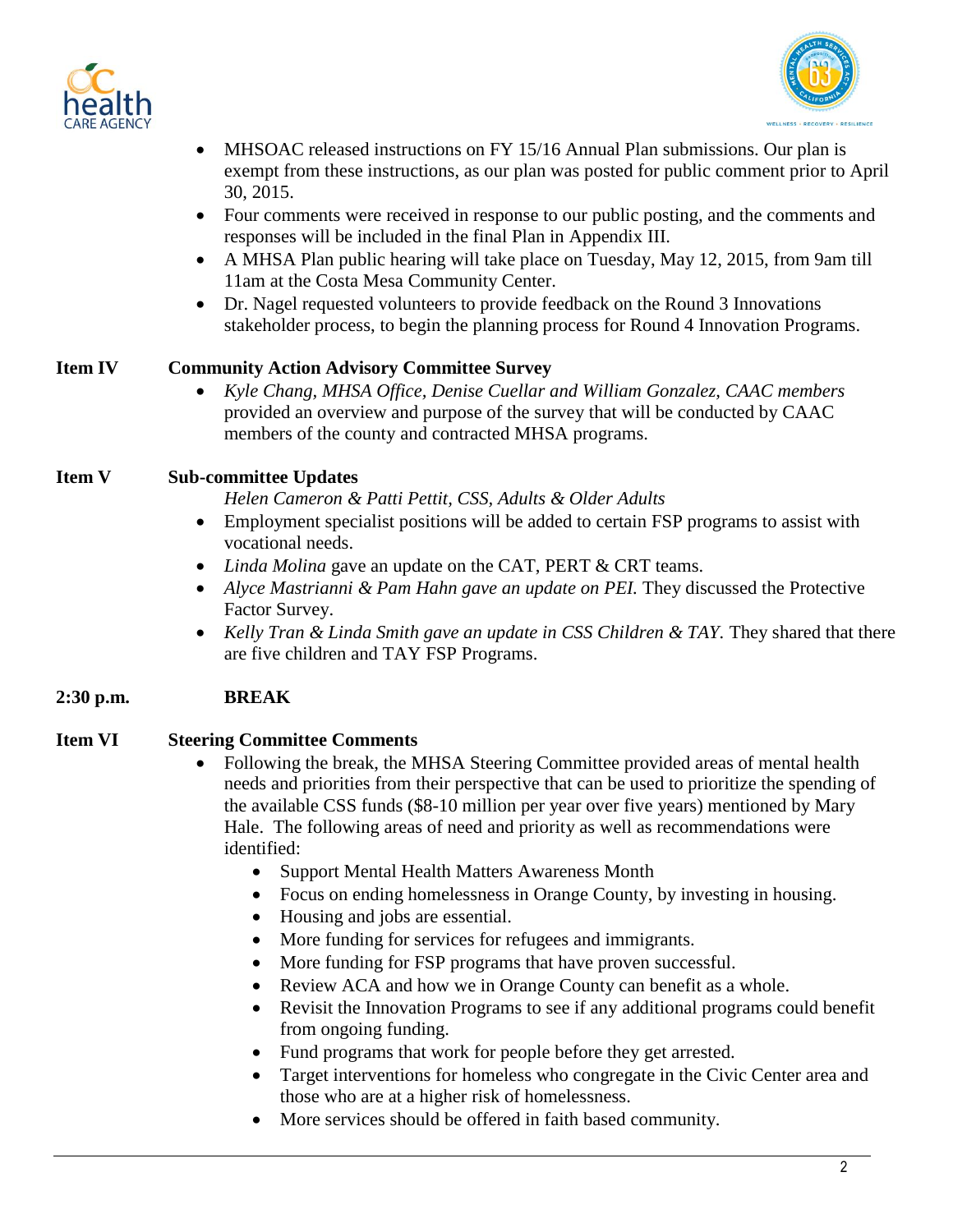- MHSOAC released instructions on FY 15/16 Annual Plan submissions. Our plan is exempt from these instructions, as our plan was posted for public comment prior to April 30, 2015.
- Four comments were received in response to our public posting, and the comments and responses will be included in the final Plan in Appendix III.
- A MHSA Plan public hearing will take place on Tuesday, May 12, 2015, from 9am till 11am at the Costa Mesa Community Center.
- Dr. Nagel requested volunteers to provide feedback on the Round 3 Innovations stakeholder process, to begin the planning process for Round 4 Innovation Programs.

**Item IV** **Community Action Advisory Committee Survey**

- *Kyle Chang, MHSA Office, Denise Cuellar and William Gonzalez, CAAC members* provided an overview and purpose of the survey that will be conducted by CAAC members of the county and contracted MHSA programs.

**Item V** **Sub-committee Updates**

*Helen Cameron & Patti Pettit, CSS, Adults & Older Adults*

- Employment specialist positions will be added to certain FSP programs to assist with vocational needs.
- *Linda Molina* gave an update on the CAT, PERT & CRT teams.
- *Alyce Mastrianni & Pam Hahn gave an update on PEI.* They discussed the Protective Factor Survey.
- *Kelly Tran & Linda Smith gave an update in CSS Children & TAY.* They shared that there are five children and TAY FSP Programs.

**2:30 p.m.** **BREAK**

**Item VI** **Steering Committee Comments**

- Following the break, the MHSA Steering Committee provided areas of mental health needs and priorities from their perspective that can be used to prioritize the spending of the available CSS funds ($8-10 million per year over five years) mentioned by Mary Hale. The following areas of need and priority as well as recommendations were identified:
  - Support Mental Health Matters Awareness Month
  - Focus on ending homelessness in Orange County, by investing in housing.
  - Housing and jobs are essential.
  - More funding for services for refugees and immigrants.
  - More funding for FSP programs that have proven successful.
  - Review ACA and how we in Orange County can benefit as a whole.
  - Revisit the Innovation Programs to see if any additional programs could benefit from ongoing funding.
  - Fund programs that work for people before they get arrested.
  - Target interventions for homeless who congregate in the Civic Center area and those who are at a higher risk of homelessness.
  - More services should be offered in faith based community.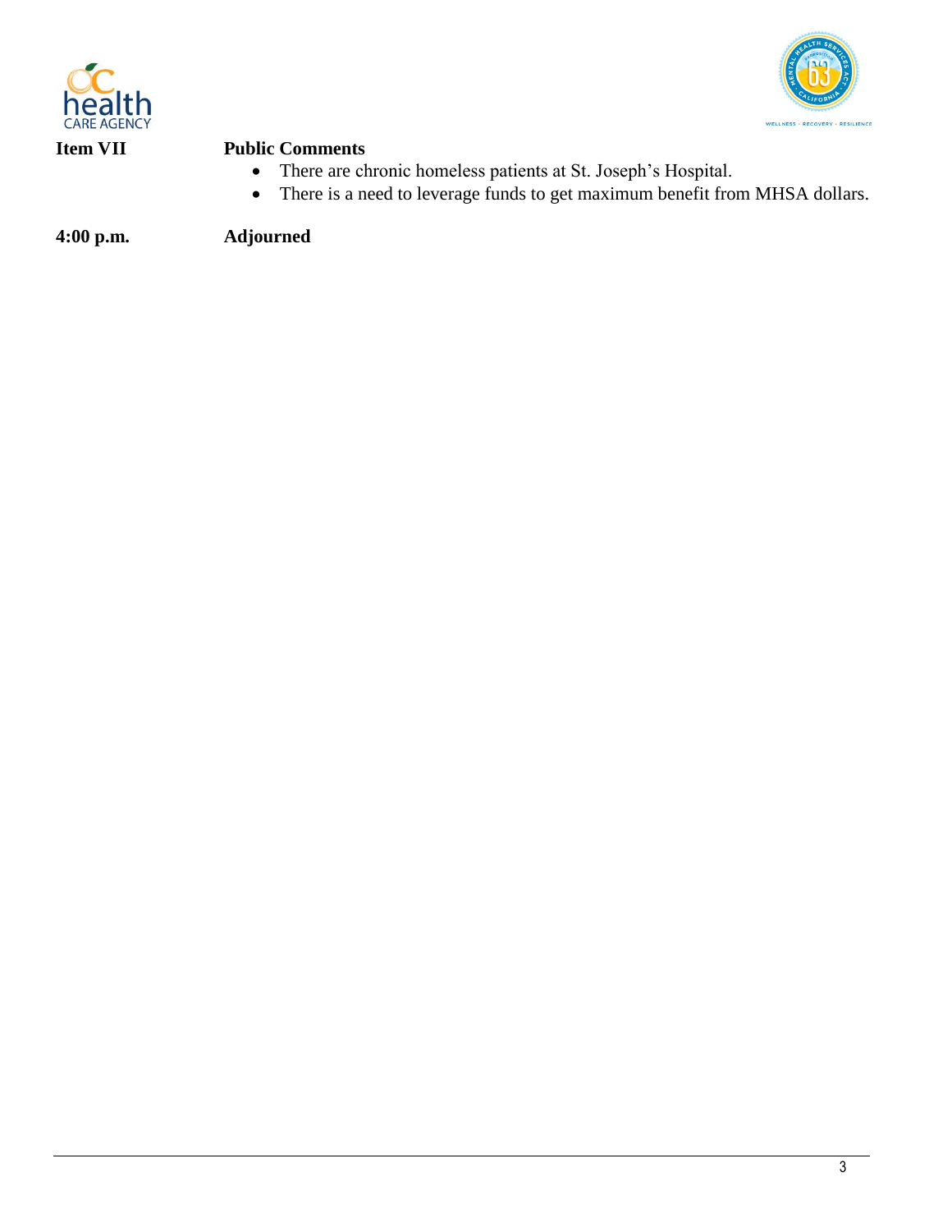**Item VII** **Public Comments**

- There are chronic homeless patients at St. Joseph's Hospital.
- There is a need to leverage funds to get maximum benefit from MHSA dollars.

**4:00 p.m.** **Adjourned**